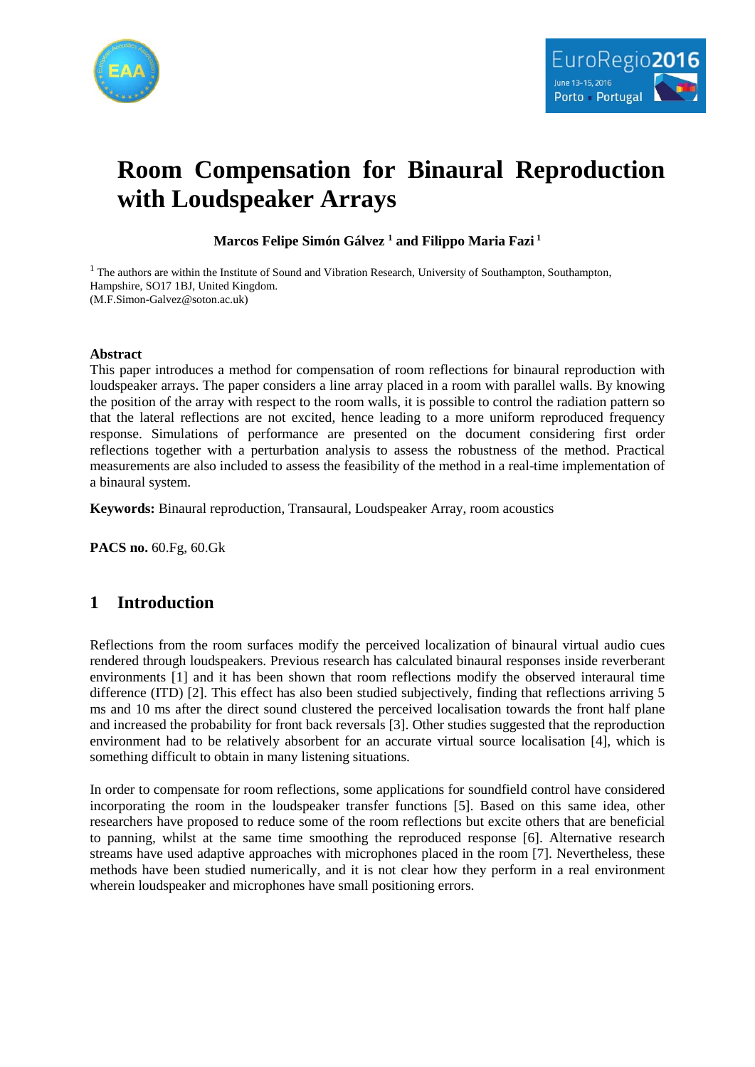# Room Compensation for Binaural Reproduction with Loudspeaker Arrays

**Marcos Felipe Simón Gálvez [1] and Filippo Maria Fazi [1]**

[1] The authors are within the Institute of Sound and Vibration Research, University of Southampton, Southampton, Hampshire, SO17 1BJ, United Kingdom.
(M.F.Simon-Galvez@soton.ac.uk)

**Abstract**

This paper introduces a method for compensation of room reflections for binaural reproduction with loudspeaker arrays. The paper considers a line array placed in a room with parallel walls. By knowing the position of the array with respect to the room walls, it is possible to control the radiation pattern so that the lateral reflections are not excited, hence leading to a more uniform reproduced frequency response. Simulations of performance are presented on the document considering first order reflections together with a perturbation analysis to assess the robustness of the method. Practical measurements are also included to assess the feasibility of the method in a real-time implementation of a binaural system.

**Keywords:** Binaural reproduction, Transaural, Loudspeaker Array, room acoustics

**PACS no.** 60.Fg, 60.Gk

## 1 Introduction

Reflections from the room surfaces modify the perceived localization of binaural virtual audio cues rendered through loudspeakers. Previous research has calculated binaural responses inside reverberant environments [1] and it has been shown that room reflections modify the observed interaural time difference (ITD) [2]. This effect has also been studied subjectively, finding that reflections arriving 5 ms and 10 ms after the direct sound clustered the perceived localisation towards the front half plane and increased the probability for front back reversals [3]. Other studies suggested that the reproduction environment had to be relatively absorbent for an accurate virtual source localisation [4], which is something difficult to obtain in many listening situations.

In order to compensate for room reflections, some applications for soundfield control have considered incorporating the room in the loudspeaker transfer functions [5]. Based on this same idea, other researchers have proposed to reduce some of the room reflections but excite others that are beneficial to panning, whilst at the same time smoothing the reproduced response [6]. Alternative research streams have used adaptive approaches with microphones placed in the room [7]. Nevertheless, these methods have been studied numerically, and it is not clear how they perform in a real environment wherein loudspeaker and microphones have small positioning errors.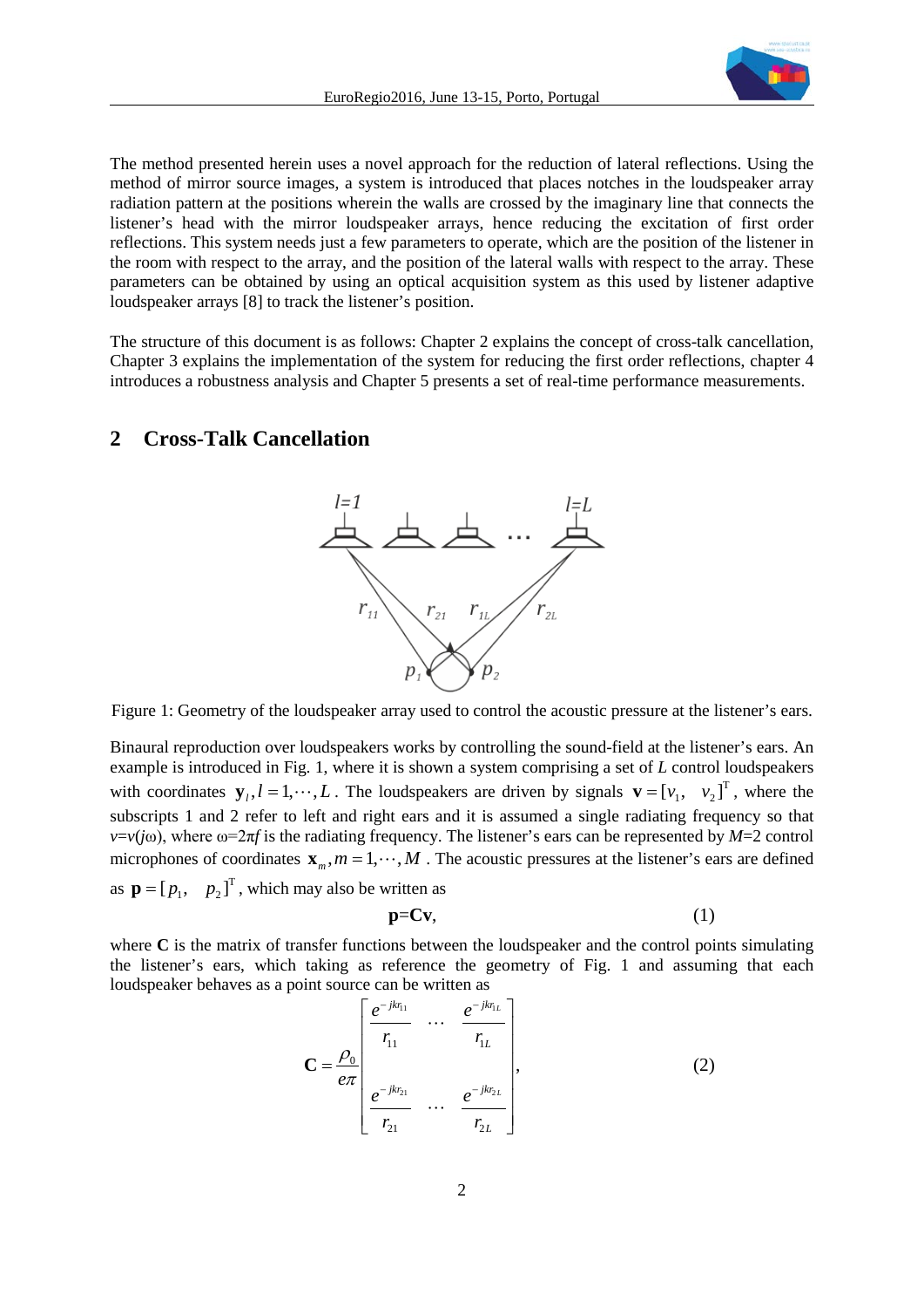The method presented herein uses a novel approach for the reduction of lateral reflections. Using the method of mirror source images, a system is introduced that places notches in the loudspeaker array radiation pattern at the positions wherein the walls are crossed by the imaginary line that connects the listener's head with the mirror loudspeaker arrays, hence reducing the excitation of first order reflections. This system needs just a few parameters to operate, which are the position of the listener in the room with respect to the array, and the position of the lateral walls with respect to the array. These parameters can be obtained by using an optical acquisition system as this used by listener adaptive loudspeaker arrays [8] to track the listener's position.

The structure of this document is as follows: Chapter 2 explains the concept of cross-talk cancellation, Chapter 3 explains the implementation of the system for reducing the first order reflections, chapter 4 introduces a robustness analysis and Chapter 5 presents a set of real-time performance measurements.

## 2 Cross-Talk Cancellation

Figure 1: Geometry of the loudspeaker array used to control the acoustic pressure at the listener's ears.

Binaural reproduction over loudspeakers works by controlling the sound-field at the listener's ears. An example is introduced in Fig. 1, where it is shown a system comprising a set of $L$ control loudspeakers with coordinates $\mathbf{y}_l, l=1,\cdots,L$. The loudspeakers are driven by signals $\mathbf{v}=[v_1, \quad v_2]^{\mathrm{T}}$, where the subscripts 1 and 2 refer to left and right ears and it is assumed a single radiating frequency so that $v=v(j\omega)$, where $\omega=2\pi f$ is the radiating frequency. The listener's ears can be represented by $M=2$ control microphones of coordinates $\mathbf{x}_m, m=1,\cdots,M$. The acoustic pressures at the listener's ears are defined as $\mathbf{p}=[p_1, \quad p_2]^{\mathrm{T}}$, which may also be written as

$$\mathbf{p}=\mathbf{C}\mathbf{v}, \tag{1}$$

where $\mathbf{C}$ is the matrix of transfer functions between the loudspeaker and the control points simulating the listener's ears, which taking as reference the geometry of Fig. 1 and assuming that each loudspeaker behaves as a point source can be written as

$$\mathbf{C}=\frac{\rho_0}{e\pi}\begin{bmatrix} \dfrac{e^{-jkr_{11}}}{r_{11}} & \cdots & \dfrac{e^{-jkr_{1L}}}{r_{1L}} \\ \dfrac{e^{-jkr_{21}}}{r_{21}} & \cdots & \dfrac{e^{-jkr_{2L}}}{r_{2L}} \end{bmatrix}, \tag{2}$$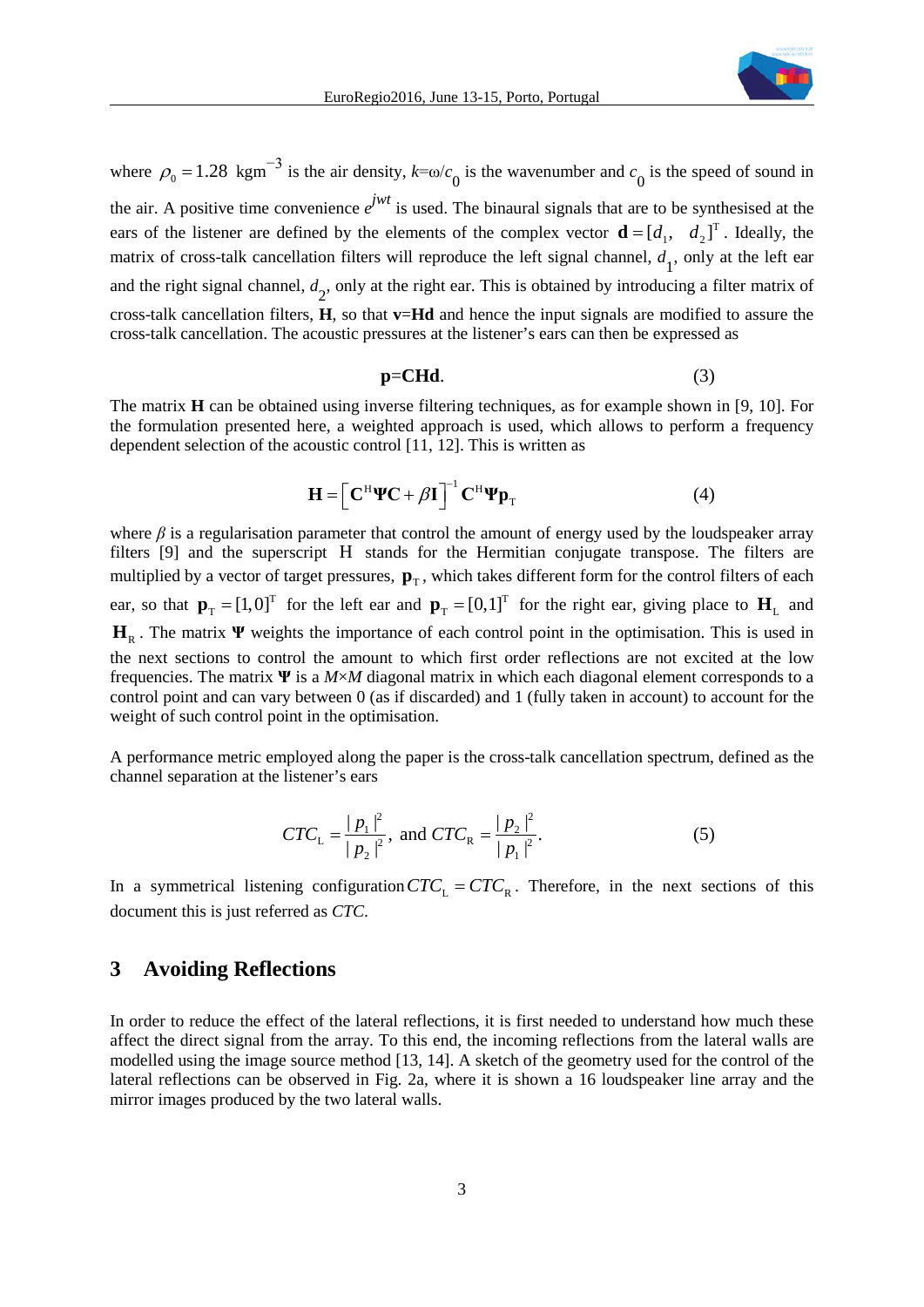where $\rho_0 = 1.28$ kgm$^{-3}$ is the air density, $k$=ω/$c_0$ is the wavenumber and $c_0$ is the speed of sound in the air. A positive time convenience $e^{jwt}$ is used. The binaural signals that are to be synthesised at the ears of the listener are defined by the elements of the complex vector $\mathbf{d} = [d_1, \quad d_2]^{\mathrm{T}}$. Ideally, the matrix of cross-talk cancellation filters will reproduce the left signal channel, $d_1$, only at the left ear and the right signal channel, $d_2$, only at the right ear. This is obtained by introducing a filter matrix of cross-talk cancellation filters, **H**, so that **v**=**Hd** and hence the input signals are modified to assure the cross-talk cancellation. The acoustic pressures at the listener's ears can then be expressed as

$$\mathbf{p}=\mathbf{CHd}. \tag{3}$$

The matrix **H** can be obtained using inverse filtering techniques, as for example shown in [9, 10]. For the formulation presented here, a weighted approach is used, which allows to perform a frequency dependent selection of the acoustic control [11, 12]. This is written as

$$\mathbf{H} = \left[\mathbf{C}^{\mathrm{H}}\mathbf{\Psi}\mathbf{C} + \beta\mathbf{I}\right]^{-1}\mathbf{C}^{\mathrm{H}}\mathbf{\Psi}\mathbf{p}_{\mathrm{T}} \tag{4}$$

where $\beta$ is a regularisation parameter that control the amount of energy used by the loudspeaker array filters [9] and the superscript H stands for the Hermitian conjugate transpose. The filters are multiplied by a vector of target pressures, $\mathbf{p}_{\mathrm{T}}$, which takes different form for the control filters of each ear, so that $\mathbf{p}_{\mathrm{T}} = [1,0]^{\mathrm{T}}$ for the left ear and $\mathbf{p}_{\mathrm{T}} = [0,1]^{\mathrm{T}}$ for the right ear, giving place to $\mathbf{H}_{\mathrm{L}}$ and $\mathbf{H}_{\mathrm{R}}$. The matrix $\mathbf{\Psi}$ weights the importance of each control point in the optimisation. This is used in the next sections to control the amount to which first order reflections are not excited at the low frequencies. The matrix $\mathbf{\Psi}$ is a $M$×$M$ diagonal matrix in which each diagonal element corresponds to a control point and can vary between 0 (as if discarded) and 1 (fully taken in account) to account for the weight of such control point in the optimisation.

A performance metric employed along the paper is the cross-talk cancellation spectrum, defined as the channel separation at the listener's ears

$$CTC_{\mathrm{L}} = \frac{|p_1|^2}{|p_2|^2}, \text{ and } CTC_{\mathrm{R}} = \frac{|p_2|^2}{|p_1|^2}. \tag{5}$$

In a symmetrical listening configuration $CTC_{\mathrm{L}} = CTC_{\mathrm{R}}$. Therefore, in the next sections of this document this is just referred as *CTC*.

## 3 Avoiding Reflections

In order to reduce the effect of the lateral reflections, it is first needed to understand how much these affect the direct signal from the array. To this end, the incoming reflections from the lateral walls are modelled using the image source method [13, 14]. A sketch of the geometry used for the control of the lateral reflections can be observed in Fig. 2a, where it is shown a 16 loudspeaker line array and the mirror images produced by the two lateral walls.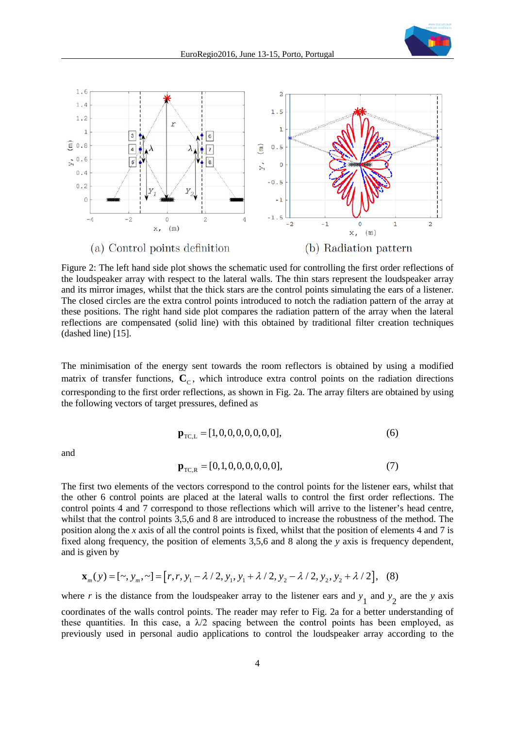(a) Control points definition

(b) Radiation pattern

Figure 2: The left hand side plot shows the schematic used for controlling the first order reflections of the loudspeaker array with respect to the lateral walls. The thin stars represent the loudspeaker array and its mirror images, whilst that the thick stars are the control points simulating the ears of a listener. The closed circles are the extra control points introduced to notch the radiation pattern of the array at these positions. The right hand side plot compares the radiation pattern of the array when the lateral reflections are compensated (solid line) with this obtained by traditional filter creation techniques (dashed line) [15].

The minimisation of the energy sent towards the room reflectors is obtained by using a modified matrix of transfer functions, $\mathbf{C}_{\mathrm{C}}$, which introduce extra control points on the radiation directions corresponding to the first order reflections, as shown in Fig. 2a. The array filters are obtained by using the following vectors of target pressures, defined as

$$\mathbf{p}_{\mathrm{TC,L}} = [1,0,0,0,0,0,0,0], \tag{6}$$

and

$$\mathbf{p}_{\mathrm{TC,R}} = [0,1,0,0,0,0,0,0], \tag{7}$$

The first two elements of the vectors correspond to the control points for the listener ears, whilst that the other 6 control points are placed at the lateral walls to control the first order reflections. The control points 4 and 7 correspond to those reflections which will arrive to the listener's head centre, whilst that the control points 3,5,6 and 8 are introduced to increase the robustness of the method. The position along the *x* axis of all the control points is fixed, whilst that the position of elements 4 and 7 is fixed along frequency, the position of elements 3,5,6 and 8 along the *y* axis is frequency dependent, and is given by

$$\mathbf{x}_m(y) = [\sim, y_m, \sim] = \left[r, r, y_1 - \lambda/2, y_1, y_1 + \lambda/2, y_2 - \lambda/2, y_2, y_2 + \lambda/2\right], \tag{8}$$

where $r$ is the distance from the loudspeaker array to the listener ears and $y_1$ and $y_2$ are the $y$ axis coordinates of the walls control points. The reader may refer to Fig. 2a for a better understanding of these quantities. In this case, a $\lambda/2$ spacing between the control points has been employed, as previously used in personal audio applications to control the loudspeaker array according to the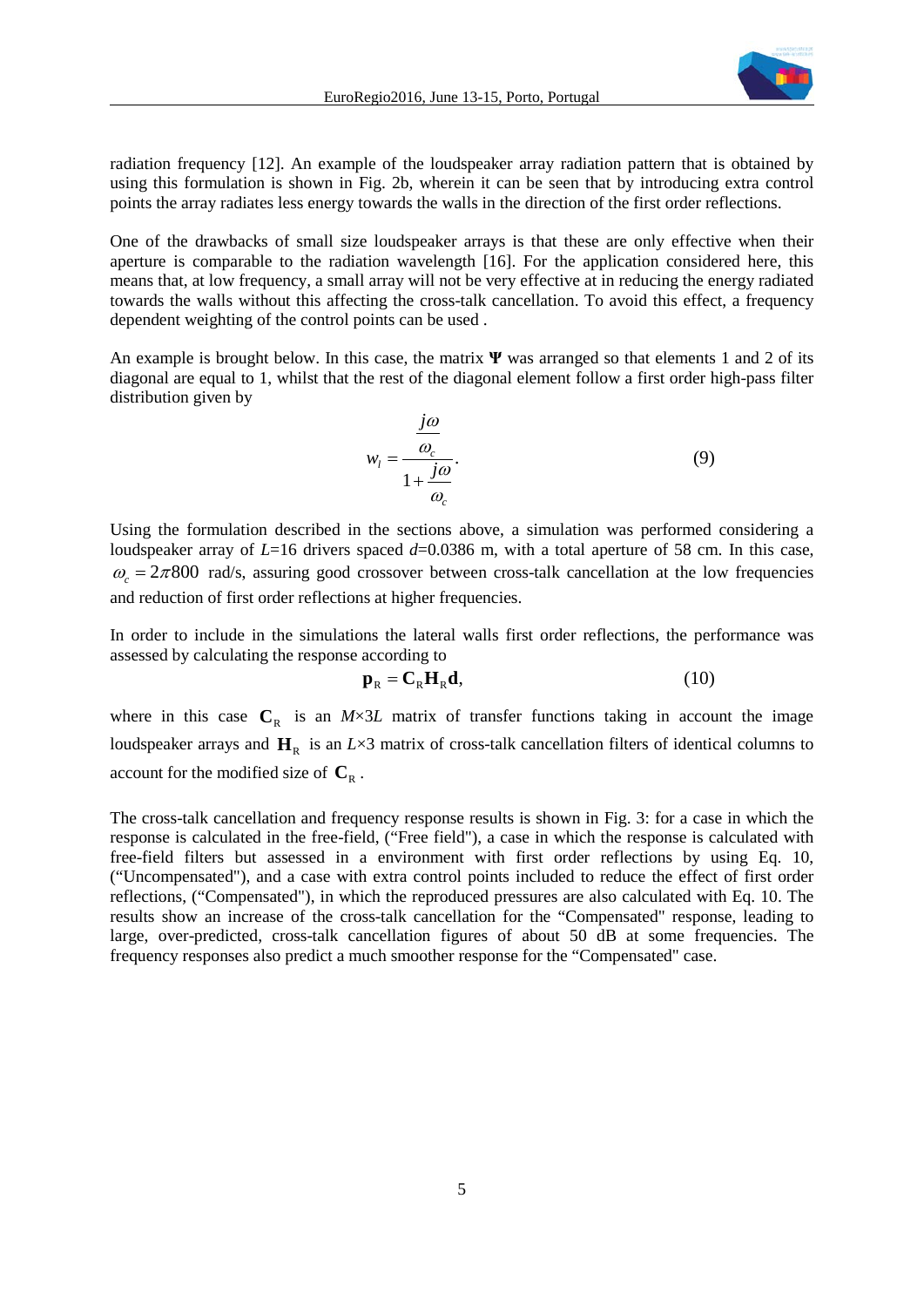radiation frequency [12]. An example of the loudspeaker array radiation pattern that is obtained by using this formulation is shown in Fig. 2b, wherein it can be seen that by introducing extra control points the array radiates less energy towards the walls in the direction of the first order reflections.

One of the drawbacks of small size loudspeaker arrays is that these are only effective when their aperture is comparable to the radiation wavelength [16]. For the application considered here, this means that, at low frequency, a small array will not be very effective at in reducing the energy radiated towards the walls without this affecting the cross-talk cancellation. To avoid this effect, a frequency dependent weighting of the control points can be used .

An example is brought below. In this case, the matrix $\mathbf{\Psi}$ was arranged so that elements 1 and 2 of its diagonal are equal to 1, whilst that the rest of the diagonal element follow a first order high-pass filter distribution given by

$$w_l = \frac{\frac{j\omega}{\omega_c}}{1+\frac{j\omega}{\omega_c}}. \tag{9}$$

Using the formulation described in the sections above, a simulation was performed considering a loudspeaker array of $L$=16 drivers spaced $d$=0.0386 m, with a total aperture of 58 cm. In this case, $\omega_c = 2\pi 800$ rad/s, assuring good crossover between cross-talk cancellation at the low frequencies and reduction of first order reflections at higher frequencies.

In order to include in the simulations the lateral walls first order reflections, the performance was assessed by calculating the response according to

$$\mathbf{p}_{\mathrm{R}} = \mathbf{C}_{\mathrm{R}}\mathbf{H}_{\mathrm{R}}\mathbf{d}, \tag{10}$$

where in this case $\mathbf{C}_{\mathrm{R}}$ is an $M$×3$L$ matrix of transfer functions taking in account the image loudspeaker arrays and $\mathbf{H}_{\mathrm{R}}$ is an $L$×3 matrix of cross-talk cancellation filters of identical columns to account for the modified size of $\mathbf{C}_{\mathrm{R}}$ .

The cross-talk cancellation and frequency response results is shown in Fig. 3: for a case in which the response is calculated in the free-field, ("Free field"), a case in which the response is calculated with free-field filters but assessed in a environment with first order reflections by using Eq. 10, ("Uncompensated"), and a case with extra control points included to reduce the effect of first order reflections, ("Compensated"), in which the reproduced pressures are also calculated with Eq. 10. The results show an increase of the cross-talk cancellation for the "Compensated" response, leading to large, over-predicted, cross-talk cancellation figures of about 50 dB at some frequencies. The frequency responses also predict a much smoother response for the "Compensated" case.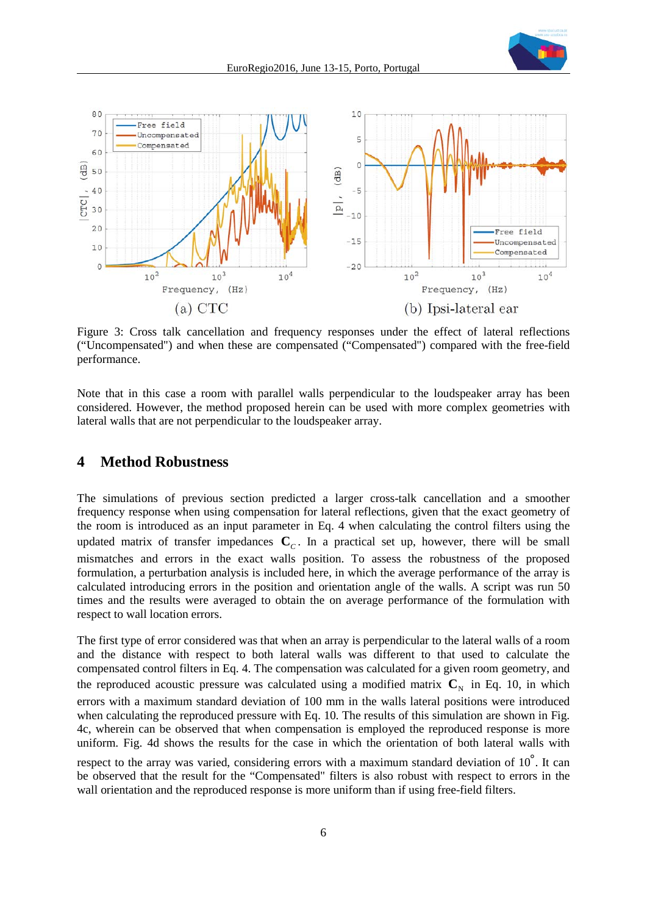Figure 3: Cross talk cancellation and frequency responses under the effect of lateral reflections ("Uncompensated") and when these are compensated ("Compensated") compared with the free-field performance.

Note that in this case a room with parallel walls perpendicular to the loudspeaker array has been considered. However, the method proposed herein can be used with more complex geometries with lateral walls that are not perpendicular to the loudspeaker array.

## 4 Method Robustness

The simulations of previous section predicted a larger cross-talk cancellation and a smoother frequency response when using compensation for lateral reflections, given that the exact geometry of the room is introduced as an input parameter in Eq. 4 when calculating the control filters using the updated matrix of transfer impedances $\mathbf{C}_C$. In a practical set up, however, there will be small mismatches and errors in the exact walls position. To assess the robustness of the proposed formulation, a perturbation analysis is included here, in which the average performance of the array is calculated introducing errors in the position and orientation angle of the walls. A script was run 50 times and the results were averaged to obtain the on average performance of the formulation with respect to wall location errors.

The first type of error considered was that when an array is perpendicular to the lateral walls of a room and the distance with respect to both lateral walls was different to that used to calculate the compensated control filters in Eq. 4. The compensation was calculated for a given room geometry, and the reproduced acoustic pressure was calculated using a modified matrix $\mathbf{C}_N$ in Eq. 10, in which errors with a maximum standard deviation of 100 mm in the walls lateral positions were introduced when calculating the reproduced pressure with Eq. 10. The results of this simulation are shown in Fig. 4c, wherein can be observed that when compensation is employed the reproduced response is more uniform. Fig. 4d shows the results for the case in which the orientation of both lateral walls with respect to the array was varied, considering errors with a maximum standard deviation of $10^{\circ}$. It can be observed that the result for the "Compensated" filters is also robust with respect to errors in the wall orientation and the reproduced response is more uniform than if using free-field filters.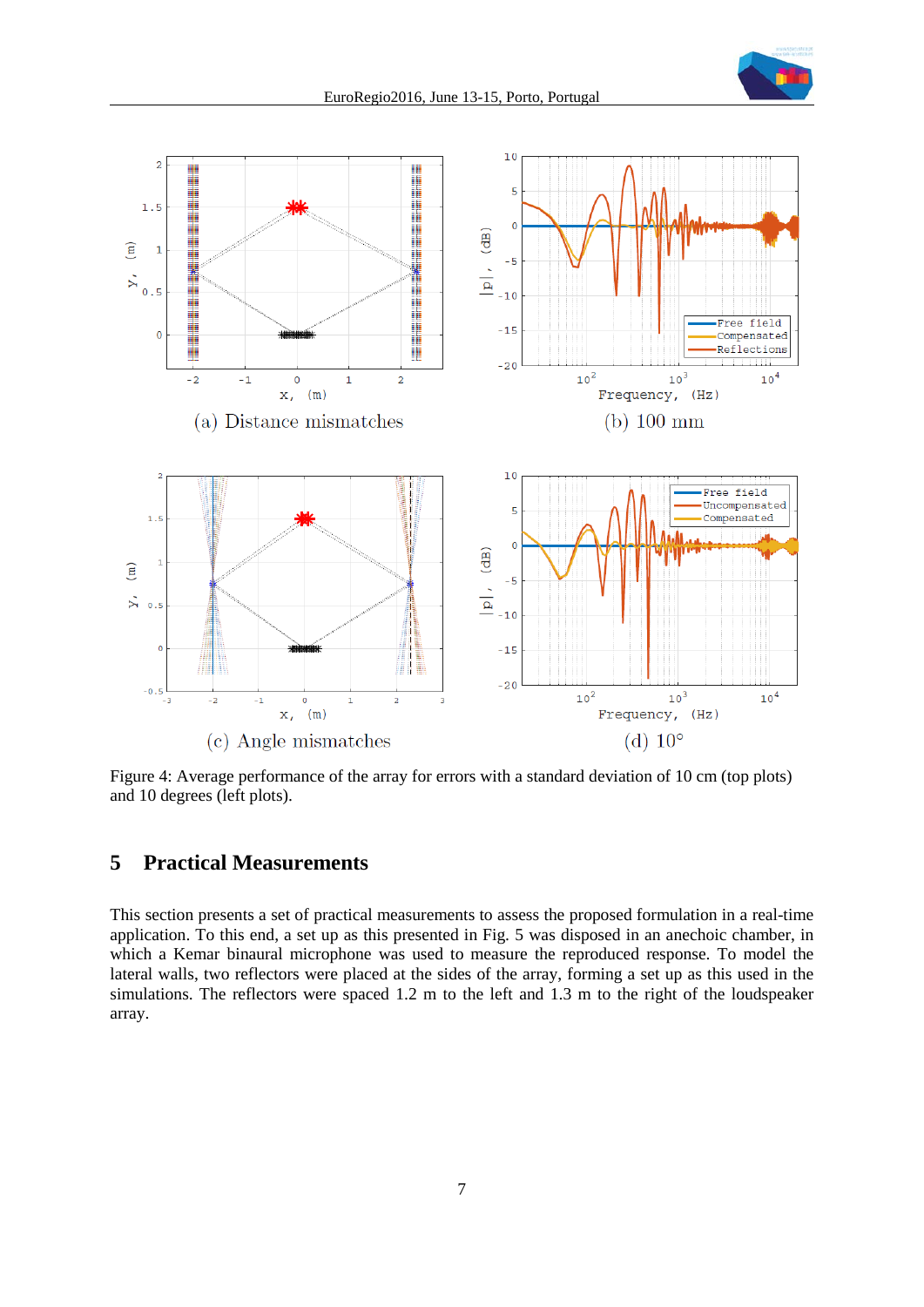(a) Distance mismatches

(b) 100 mm

(c) Angle mismatches

(d) 10°

Figure 4: Average performance of the array for errors with a standard deviation of 10 cm (top plots) and 10 degrees (left plots).

## 5 Practical Measurements

This section presents a set of practical measurements to assess the proposed formulation in a real-time application. To this end, a set up as this presented in Fig. 5 was disposed in an anechoic chamber, in which a Kemar binaural microphone was used to measure the reproduced response. To model the lateral walls, two reflectors were placed at the sides of the array, forming a set up as this used in the simulations. The reflectors were spaced 1.2 m to the left and 1.3 m to the right of the loudspeaker array.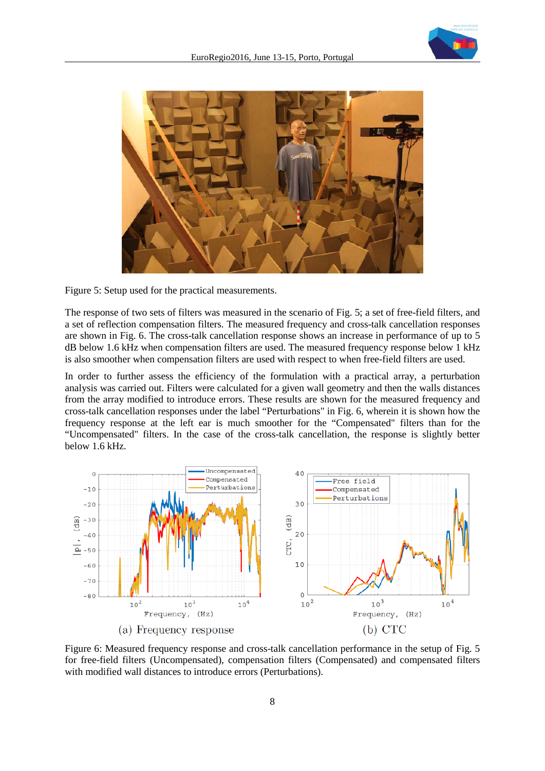Figure 5: Setup used for the practical measurements.

The response of two sets of filters was measured in the scenario of Fig. 5; a set of free-field filters, and a set of reflection compensation filters. The measured frequency and cross-talk cancellation responses are shown in Fig. 6. The cross-talk cancellation response shows an increase in performance of up to 5 dB below 1.6 kHz when compensation filters are used. The measured frequency response below 1 kHz is also smoother when compensation filters are used with respect to when free-field filters are used.

In order to further assess the efficiency of the formulation with a practical array, a perturbation analysis was carried out. Filters were calculated for a given wall geometry and then the walls distances from the array modified to introduce errors. These results are shown for the measured frequency and cross-talk cancellation responses under the label "Perturbations" in Fig. 6, wherein it is shown how the frequency response at the left ear is much smoother for the "Compensated" filters than for the "Uncompensated" filters. In the case of the cross-talk cancellation, the response is slightly better below 1.6 kHz.

(a) Frequency response

(b) CTC

Figure 6: Measured frequency response and cross-talk cancellation performance in the setup of Fig. 5 for free-field filters (Uncompensated), compensation filters (Compensated) and compensated filters with modified wall distances to introduce errors (Perturbations).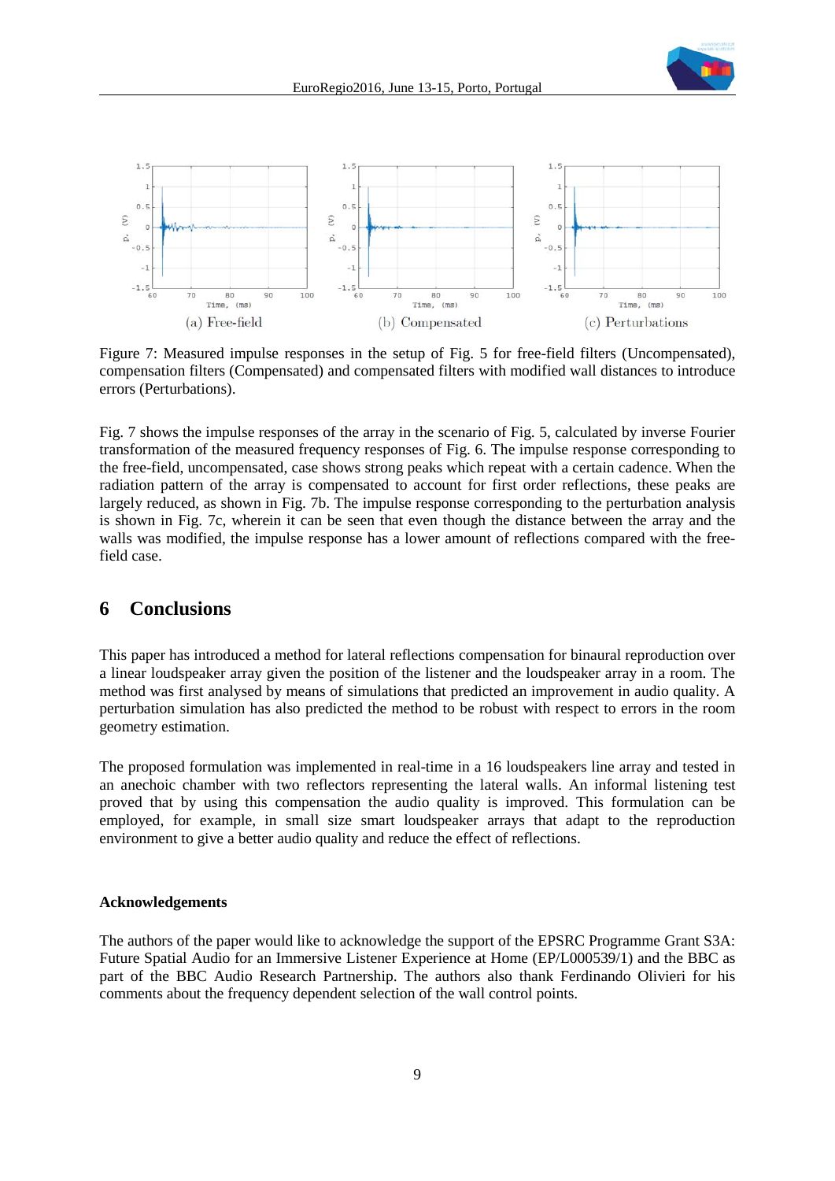(a) Free-field (b) Compensated (c) Perturbations

Figure 7: Measured impulse responses in the setup of Fig. 5 for free-field filters (Uncompensated), compensation filters (Compensated) and compensated filters with modified wall distances to introduce errors (Perturbations).

Fig. 7 shows the impulse responses of the array in the scenario of Fig. 5, calculated by inverse Fourier transformation of the measured frequency responses of Fig. 6. The impulse response corresponding to the free-field, uncompensated, case shows strong peaks which repeat with a certain cadence. When the radiation pattern of the array is compensated to account for first order reflections, these peaks are largely reduced, as shown in Fig. 7b. The impulse response corresponding to the perturbation analysis is shown in Fig. 7c, wherein it can be seen that even though the distance between the array and the walls was modified, the impulse response has a lower amount of reflections compared with the free-field case.

## 6 Conclusions

This paper has introduced a method for lateral reflections compensation for binaural reproduction over a linear loudspeaker array given the position of the listener and the loudspeaker array in a room. The method was first analysed by means of simulations that predicted an improvement in audio quality. A perturbation simulation has also predicted the method to be robust with respect to errors in the room geometry estimation.

The proposed formulation was implemented in real-time in a 16 loudspeakers line array and tested in an anechoic chamber with two reflectors representing the lateral walls. An informal listening test proved that by using this compensation the audio quality is improved. This formulation can be employed, for example, in small size smart loudspeaker arrays that adapt to the reproduction environment to give a better audio quality and reduce the effect of reflections.

### Acknowledgements

The authors of the paper would like to acknowledge the support of the EPSRC Programme Grant S3A: Future Spatial Audio for an Immersive Listener Experience at Home (EP/L000539/1) and the BBC as part of the BBC Audio Research Partnership. The authors also thank Ferdinando Olivieri for his comments about the frequency dependent selection of the wall control points.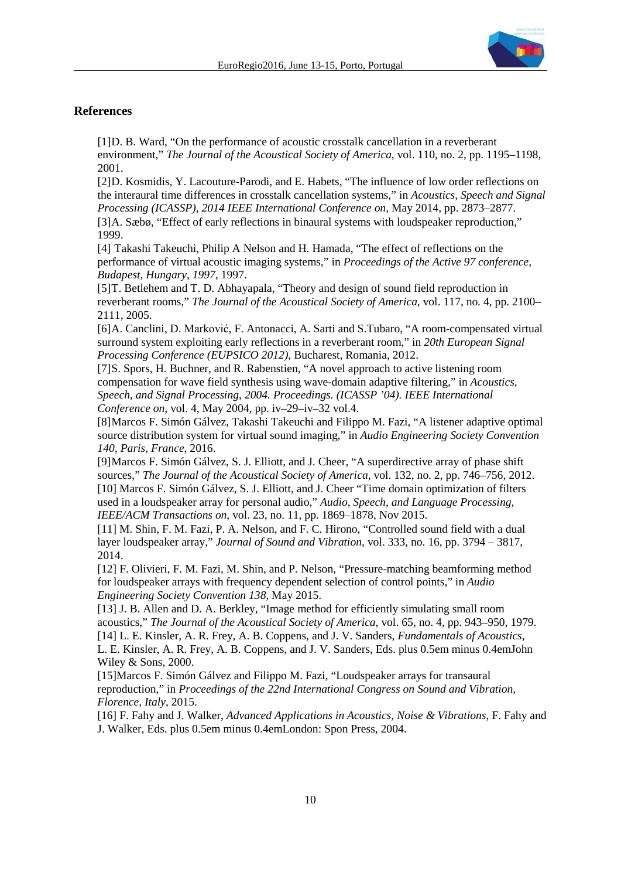## References

[1]D. B. Ward, “On the performance of acoustic crosstalk cancellation in a reverberant environment,” *The Journal of the Acoustical Society of America*, vol. 110, no. 2, pp. 1195–1198, 2001.

[2]D. Kosmidis, Y. Lacouture-Parodi, and E. Habets, “The influence of low order reflections on the interaural time differences in crosstalk cancellation systems,” in *Acoustics, Speech and Signal Processing (ICASSP), 2014 IEEE International Conference on*, May 2014, pp. 2873–2877.

[3]A. Sæbø, “Effect of early reflections in binaural systems with loudspeaker reproduction,” 1999.

[4] Takashi Takeuchi, Philip A Nelson and H. Hamada, “The effect of reflections on the performance of virtual acoustic imaging systems,” in *Proceedings of the Active 97 conference, Budapest, Hungary, 1997*, 1997.

[5]T. Betlehem and T. D. Abhayapala, “Theory and design of sound field reproduction in reverberant rooms,” *The Journal of the Acoustical Society of America*, vol. 117, no. 4, pp. 2100–2111, 2005.

[6]A. Canclini, D. Marković, F. Antonacci, A. Sarti and S.Tubaro, “A room-compensated virtual surround system exploiting early reflections in a reverberant room,” in *20th European Signal Processing Conference (EUPSICO 2012)*, Bucharest, Romania, 2012.

[7]S. Spors, H. Buchner, and R. Rabenstien, “A novel approach to active listening room compensation for wave field synthesis using wave-domain adaptive filtering,” in *Acoustics, Speech, and Signal Processing, 2004. Proceedings. (ICASSP ’04). IEEE International Conference on*, vol. 4, May 2004, pp. iv–29–iv–32 vol.4.

[8]Marcos F. Simón Gálvez, Takashi Takeuchi and Filippo M. Fazi, “A listener adaptive optimal source distribution system for virtual sound imaging,” in *Audio Engineering Society Convention 140, Paris, France*, 2016.

[9]Marcos F. Simón Gálvez, S. J. Elliott, and J. Cheer, “A superdirective array of phase shift sources,” *The Journal of the Acoustical Society of America*, vol. 132, no. 2, pp. 746–756, 2012.

[10] Marcos F. Simón Gálvez, S. J. Elliott, and J. Cheer “Time domain optimization of filters used in a loudspeaker array for personal audio,” *Audio, Speech, and Language Processing, IEEE/ACM Transactions on*, vol. 23, no. 11, pp. 1869–1878, Nov 2015.

[11] M. Shin, F. M. Fazi, P. A. Nelson, and F. C. Hirono, “Controlled sound field with a dual layer loudspeaker array,” *Journal of Sound and Vibration*, vol. 333, no. 16, pp. 3794 – 3817, 2014.

[12] F. Olivieri, F. M. Fazi, M. Shin, and P. Nelson, “Pressure-matching beamforming method for loudspeaker arrays with frequency dependent selection of control points,” in *Audio Engineering Society Convention 138*, May 2015.

[13] J. B. Allen and D. A. Berkley, “Image method for efficiently simulating small room acoustics,” *The Journal of the Acoustical Society of America*, vol. 65, no. 4, pp. 943–950, 1979.

[14] L. E. Kinsler, A. R. Frey, A. B. Coppens, and J. V. Sanders, *Fundamentals of Acoustics*, L. E. Kinsler, A. R. Frey, A. B. Coppens, and J. V. Sanders, Eds. plus 0.5em minus 0.4emJohn Wiley & Sons, 2000.

[15]Marcos F. Simón Gálvez and Filippo M. Fazi, “Loudspeaker arrays for transaural reproduction,” in *Proceedings of the 22nd International Congress on Sound and Vibration, Florence, Italy*, 2015.

[16] F. Fahy and J. Walker, *Advanced Applications in Acoustics, Noise & Vibrations*, F. Fahy and J. Walker, Eds. plus 0.5em minus 0.4emLondon: Spon Press, 2004.